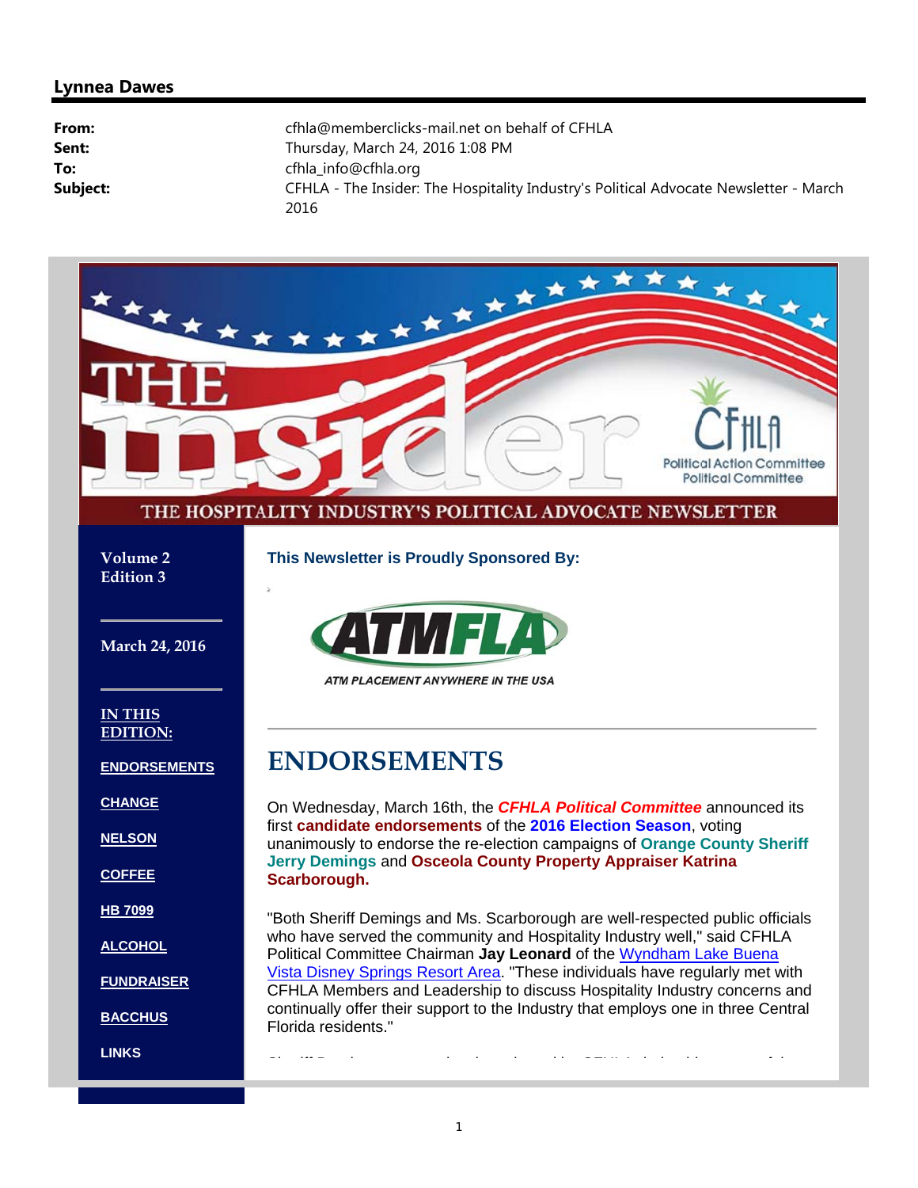**Lynnea Dawes**

| | |
|---|---|
| **From:** | cfhla@memberclicks-mail.net on behalf of CFHLA |
| **Sent:** | Thursday, March 24, 2016 1:08 PM |
| **To:** | cfhla_info@cfhla.org |
| **Subject:** | CFHLA - The Insider: The Hospitality Industry's Political Advocate Newsletter - March 2016 |

# THE insider

CFHLA Political Action Committee Political Committee

THE HOSPITALITY INDUSTRY'S POLITICAL ADVOCATE NEWSLETTER

**Volume 2**
**Edition 3**

**March 24, 2016**

**IN THIS EDITION:**

- ENDORSEMENTS
- CHANGE
- NELSON
- COFFEE
- HB 7099
- ALCOHOL
- FUNDRAISER
- BACCHUS
- LINKS

**This Newsletter is Proudly Sponsored By:**

ATMFLA

ATM PLACEMENT ANYWHERE IN THE USA

## ENDORSEMENTS

On Wednesday, March 16th, the ***CFHLA Political Committee*** announced its first **candidate endorsements** of the **2016 Election Season**, voting unanimously to endorse the re-election campaigns of **Orange County Sheriff Jerry Demings** and **Osceola County Property Appraiser Katrina Scarborough.**

"Both Sheriff Demings and Ms. Scarborough are well-respected public officials who have served the community and Hospitality Industry well," said CFHLA Political Committee Chairman **Jay Leonard** of the Wyndham Lake Buena Vista Disney Springs Resort Area. "These individuals have regularly met with CFHLA Members and Leadership to discuss Hospitality Industry concerns and continually offer their support to the Industry that employs one in three Central Florida residents."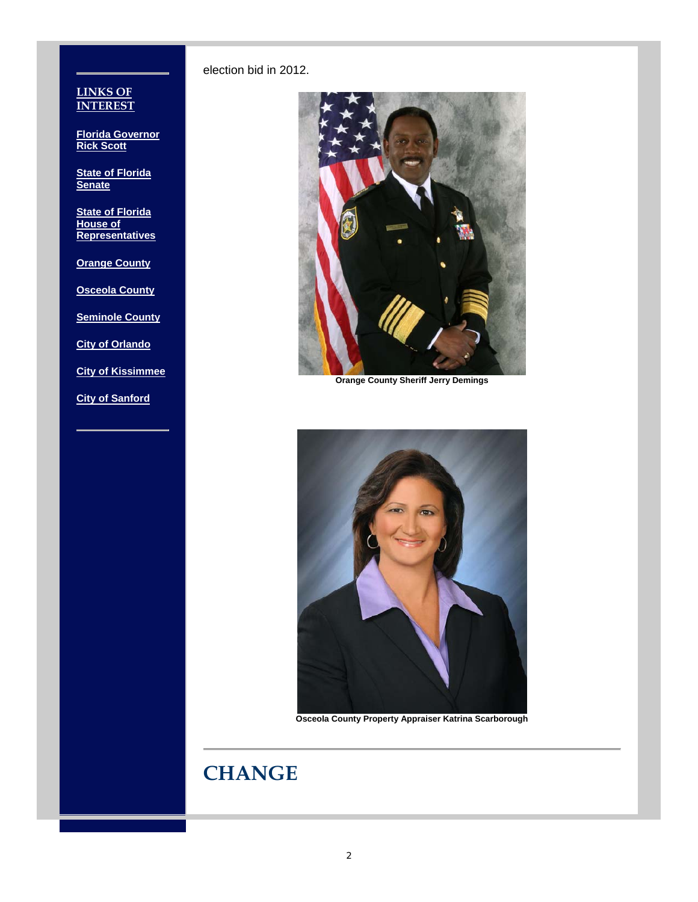LINKS OF INTEREST

Florida Governor Rick Scott

State of Florida Senate

State of Florida House of Representatives

Orange County

Osceola County

Seminole County

City of Orlando

City of Kissimmee

City of Sanford

election bid in 2012.

**Orange County Sheriff Jerry Demings**

**Osceola County Property Appraiser Katrina Scarborough**

# CHANGE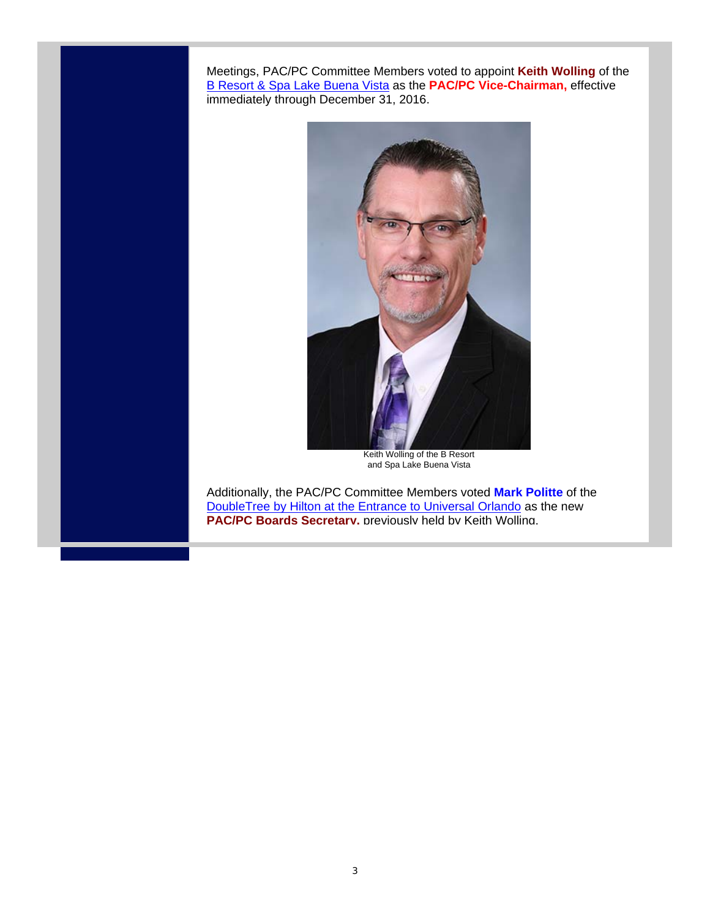Meetings, PAC/PC Committee Members voted to appoint **Keith Wolling** of the B Resort & Spa Lake Buena Vista as the **PAC/PC Vice-Chairman,** effective immediately through December 31, 2016.

Keith Wolling of the B Resort and Spa Lake Buena Vista

Additionally, the PAC/PC Committee Members voted **Mark Politte** of the DoubleTree by Hilton at the Entrance to Universal Orlando as the new **PAC/PC Boards Secretary,** previously held by Keith Wolling.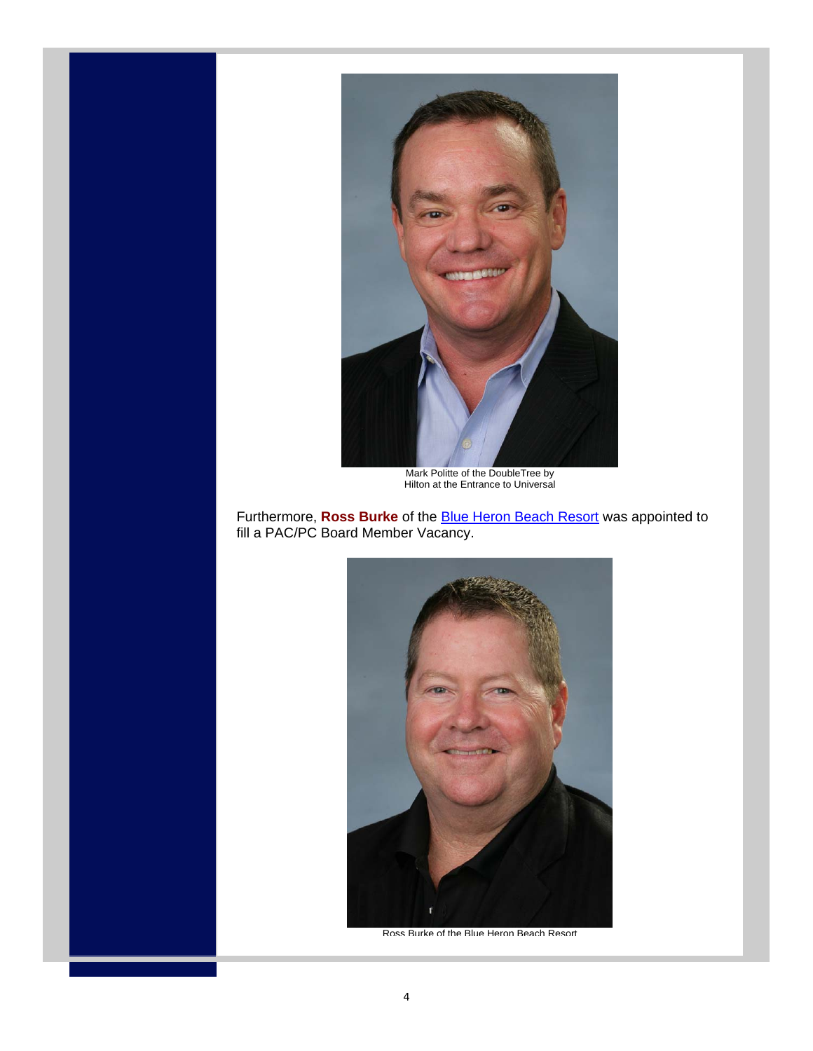Mark Politte of the DoubleTree by Hilton at the Entrance to Universal

Furthermore, **Ross Burke** of the [Blue Heron Beach Resort] was appointed to fill a PAC/PC Board Member Vacancy.

Ross Burke of the Blue Heron Beach Resort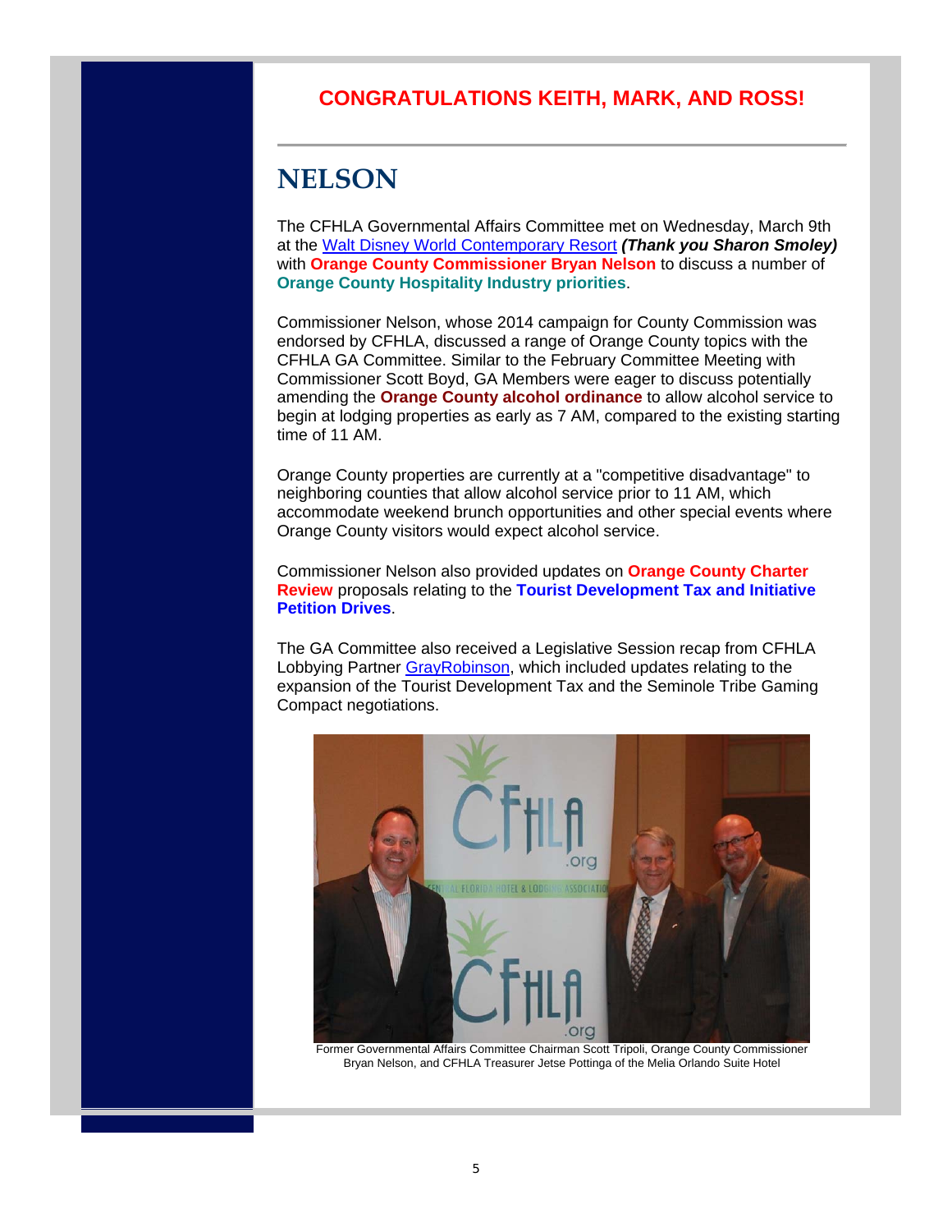**CONGRATULATIONS KEITH, MARK, AND ROSS!**

---

# NELSON

The CFHLA Governmental Affairs Committee met on Wednesday, March 9th at the Walt Disney World Contemporary Resort ***(Thank you Sharon Smoley)*** with **Orange County Commissioner Bryan Nelson** to discuss a number of **Orange County Hospitality Industry priorities**.

Commissioner Nelson, whose 2014 campaign for County Commission was endorsed by CFHLA, discussed a range of Orange County topics with the CFHLA GA Committee. Similar to the February Committee Meeting with Commissioner Scott Boyd, GA Members were eager to discuss potentially amending the **Orange County alcohol ordinance** to allow alcohol service to begin at lodging properties as early as 7 AM, compared to the existing starting time of 11 AM.

Orange County properties are currently at a "competitive disadvantage" to neighboring counties that allow alcohol service prior to 11 AM, which accommodate weekend brunch opportunities and other special events where Orange County visitors would expect alcohol service.

Commissioner Nelson also provided updates on **Orange County Charter Review** proposals relating to the **Tourist Development Tax and Initiative Petition Drives**.

The GA Committee also received a Legislative Session recap from CFHLA Lobbying Partner GrayRobinson, which included updates relating to the expansion of the Tourist Development Tax and the Seminole Tribe Gaming Compact negotiations.

Former Governmental Affairs Committee Chairman Scott Tripoli, Orange County Commissioner Bryan Nelson, and CFHLA Treasurer Jetse Pottinga of the Melia Orlando Suite Hotel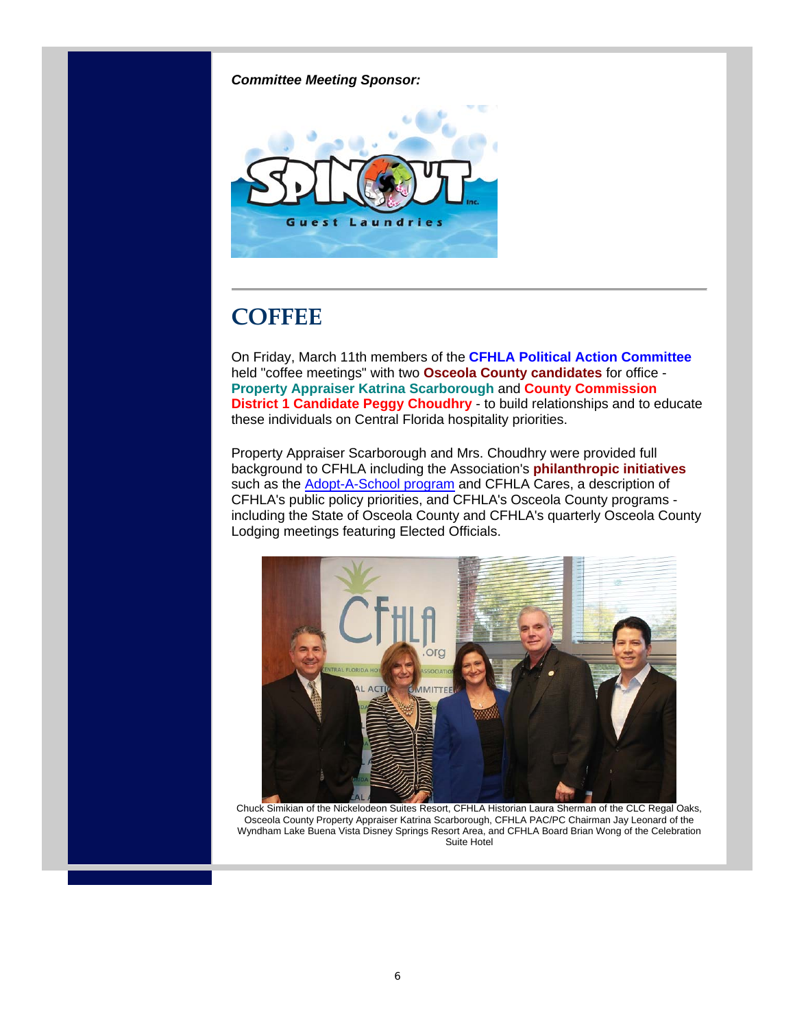***Committee Meeting Sponsor:***

## COFFEE

On Friday, March 11th members of the **CFHLA Political Action Committee** held "coffee meetings" with two **Osceola County candidates** for office - **Property Appraiser Katrina Scarborough** and **County Commission District 1 Candidate Peggy Choudhry** - to build relationships and to educate these individuals on Central Florida hospitality priorities.

Property Appraiser Scarborough and Mrs. Choudhry were provided full background to CFHLA including the Association's **philanthropic initiatives** such as the Adopt-A-School program and CFHLA Cares, a description of CFHLA's public policy priorities, and CFHLA's Osceola County programs - including the State of Osceola County and CFHLA's quarterly Osceola County Lodging meetings featuring Elected Officials.

Chuck Simikian of the Nickelodeon Suites Resort, CFHLA Historian Laura Sherman of the CLC Regal Oaks, Osceola County Property Appraiser Katrina Scarborough, CFHLA PAC/PC Chairman Jay Leonard of the Wyndham Lake Buena Vista Disney Springs Resort Area, and CFHLA Board Brian Wong of the Celebration Suite Hotel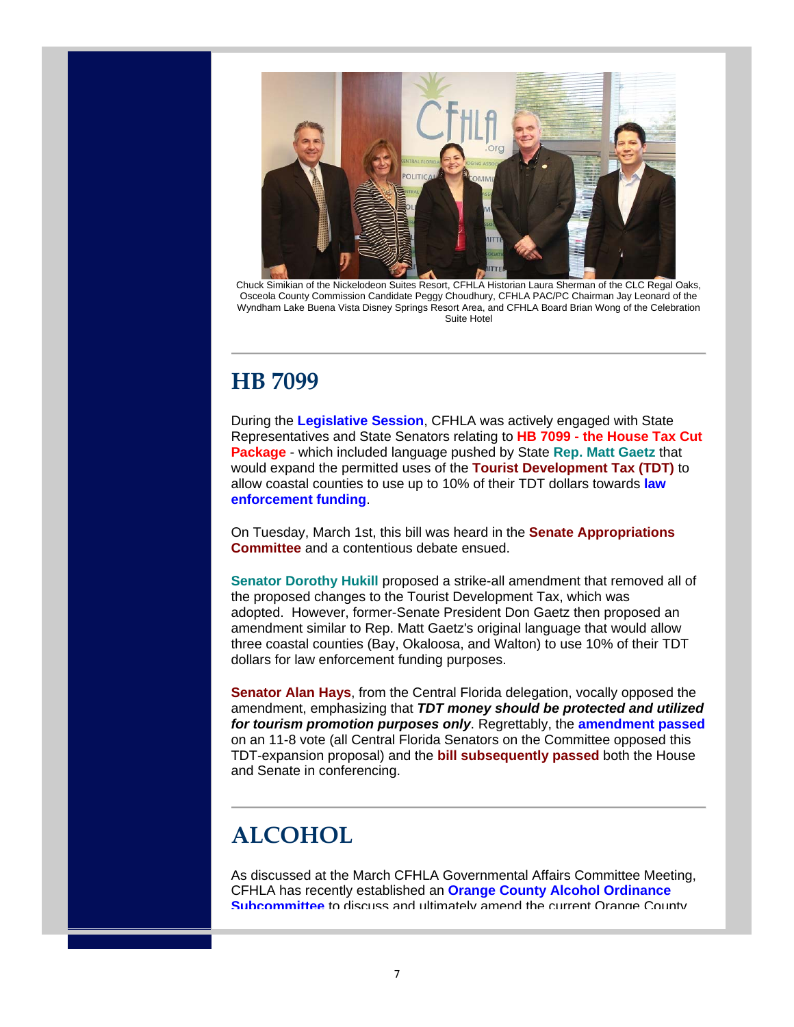Chuck Simikian of the Nickelodeon Suites Resort, CFHLA Historian Laura Sherman of the CLC Regal Oaks, Osceola County Commission Candidate Peggy Choudhury, CFHLA PAC/PC Chairman Jay Leonard of the Wyndham Lake Buena Vista Disney Springs Resort Area, and CFHLA Board Brian Wong of the Celebration Suite Hotel

---

## HB 7099

During the **Legislative Session**, CFHLA was actively engaged with State Representatives and State Senators relating to **HB 7099 - the House Tax Cut Package** - which included language pushed by State **Rep. Matt Gaetz** that would expand the permitted uses of the **Tourist Development Tax (TDT)** to allow coastal counties to use up to 10% of their TDT dollars towards **law enforcement funding**.

On Tuesday, March 1st, this bill was heard in the **Senate Appropriations Committee** and a contentious debate ensued.

**Senator Dorothy Hukill** proposed a strike-all amendment that removed all of the proposed changes to the Tourist Development Tax, which was adopted. However, former-Senate President Don Gaetz then proposed an amendment similar to Rep. Matt Gaetz's original language that would allow three coastal counties (Bay, Okaloosa, and Walton) to use 10% of their TDT dollars for law enforcement funding purposes.

**Senator Alan Hays**, from the Central Florida delegation, vocally opposed the amendment, emphasizing that ***TDT money should be protected and utilized for tourism promotion purposes only***. Regrettably, the **amendment passed** on an 11-8 vote (all Central Florida Senators on the Committee opposed this TDT-expansion proposal) and the **bill subsequently passed** both the House and Senate in conferencing.

---

## ALCOHOL

As discussed at the March CFHLA Governmental Affairs Committee Meeting, CFHLA has recently established an **Orange County Alcohol Ordinance Subcommittee** to discuss and ultimately amend the current Orange County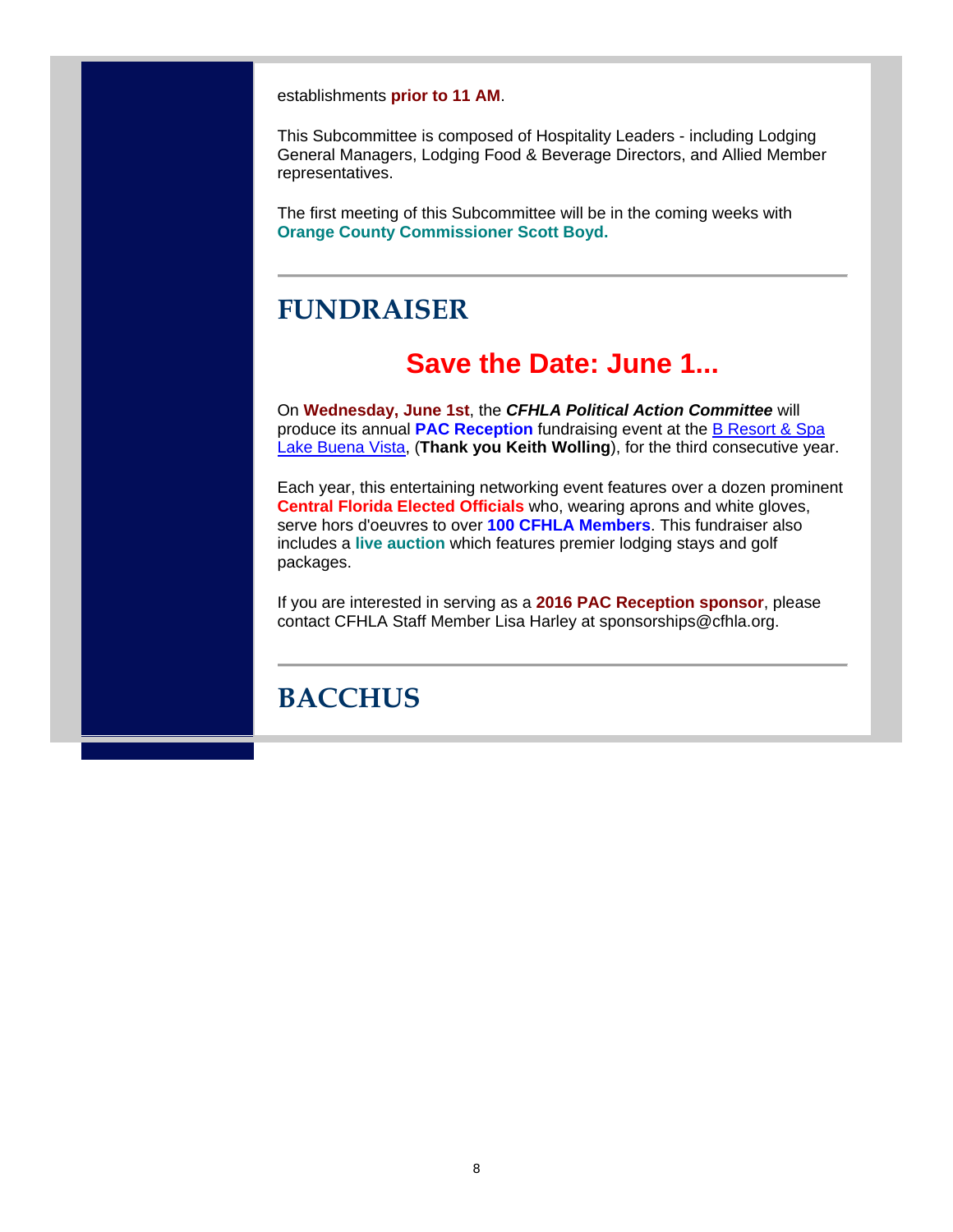establishments **prior to 11 AM**.

This Subcommittee is composed of Hospitality Leaders - including Lodging General Managers, Lodging Food & Beverage Directors, and Allied Member representatives.

The first meeting of this Subcommittee will be in the coming weeks with **Orange County Commissioner Scott Boyd.**

---

## FUNDRAISER

### Save the Date: June 1...

On **Wednesday, June 1st**, the ***CFHLA Political Action Committee*** will produce its annual **PAC Reception** fundraising event at the B Resort & Spa Lake Buena Vista, (**Thank you Keith Wolling**), for the third consecutive year.

Each year, this entertaining networking event features over a dozen prominent **Central Florida Elected Officials** who, wearing aprons and white gloves, serve hors d'oeuvres to over **100 CFHLA Members**. This fundraiser also includes a **live auction** which features premier lodging stays and golf packages.

If you are interested in serving as a **2016 PAC Reception sponsor**, please contact CFHLA Staff Member Lisa Harley at sponsorships@cfhla.org.

---

## BACCHUS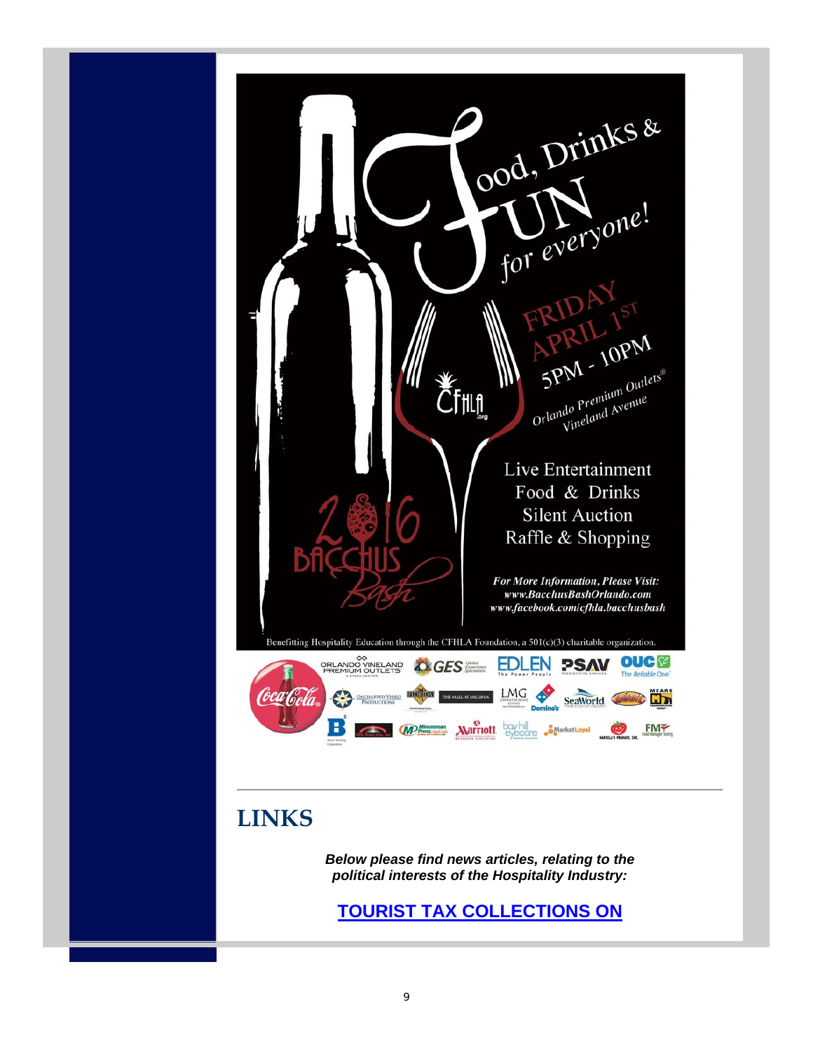Food, Drinks & FUN for everyone!

FRIDAY APRIL 1ST
5PM - 10PM
Orlando Premium Outlets®
Vineland Avenue

Live Entertainment
Food & Drinks
Silent Auction
Raffle & Shopping

***For More Information, Please Visit:***
***www.BacchusBashOrlando.com***
***www.facebook.com/cfhla.bacchusbash***

2016 BACCHUS Bash

Benefitting Hospitality Education through the CFHLA Foundation, a 501(c)(3) charitable organization.

## LINKS

***Below please find news articles, relating to the political interests of the Hospitality Industry:***

**TOURIST TAX COLLECTIONS ON**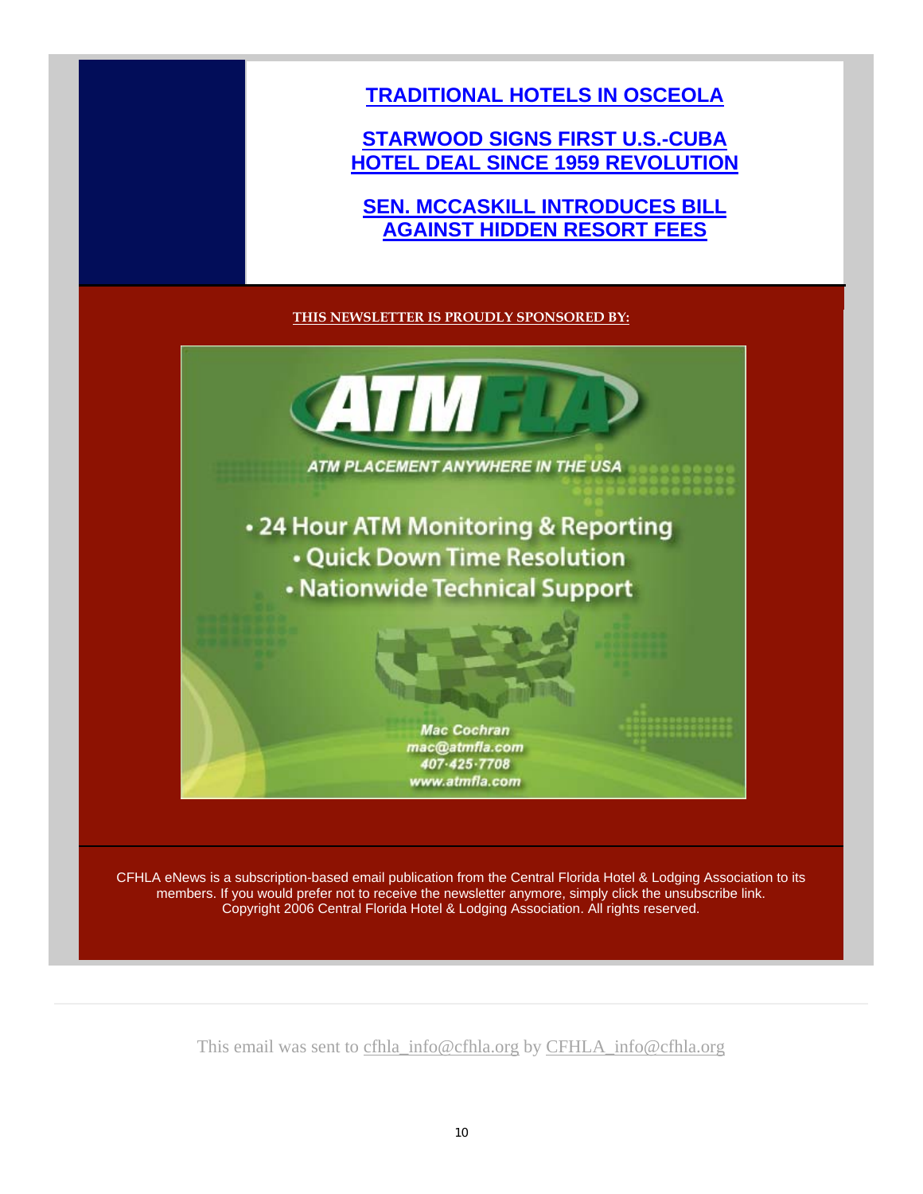**[TRADITIONAL HOTELS IN OSCEOLA]**

**[STARWOOD SIGNS FIRST U.S.-CUBA HOTEL DEAL SINCE 1959 REVOLUTION]**

**[SEN. MCCASKILL INTRODUCES BILL AGAINST HIDDEN RESORT FEES]**

**THIS NEWSLETTER IS PROUDLY SPONSORED BY:**

**ATMFLA**

*ATM PLACEMENT ANYWHERE IN THE USA*

- 24 Hour ATM Monitoring & Reporting
- Quick Down Time Resolution
- Nationwide Technical Support

*Mac Cochran*
*mac@atmfla.com*
*407-425-7708*
*www.atmfla.com*

CFHLA eNews is a subscription-based email publication from the Central Florida Hotel & Lodging Association to its members. If you would prefer not to receive the newsletter anymore, simply click the unsubscribe link.
Copyright 2006 Central Florida Hotel & Lodging Association. All rights reserved.

This email was sent to cfhla_info@cfhla.org by CFHLA_info@cfhla.org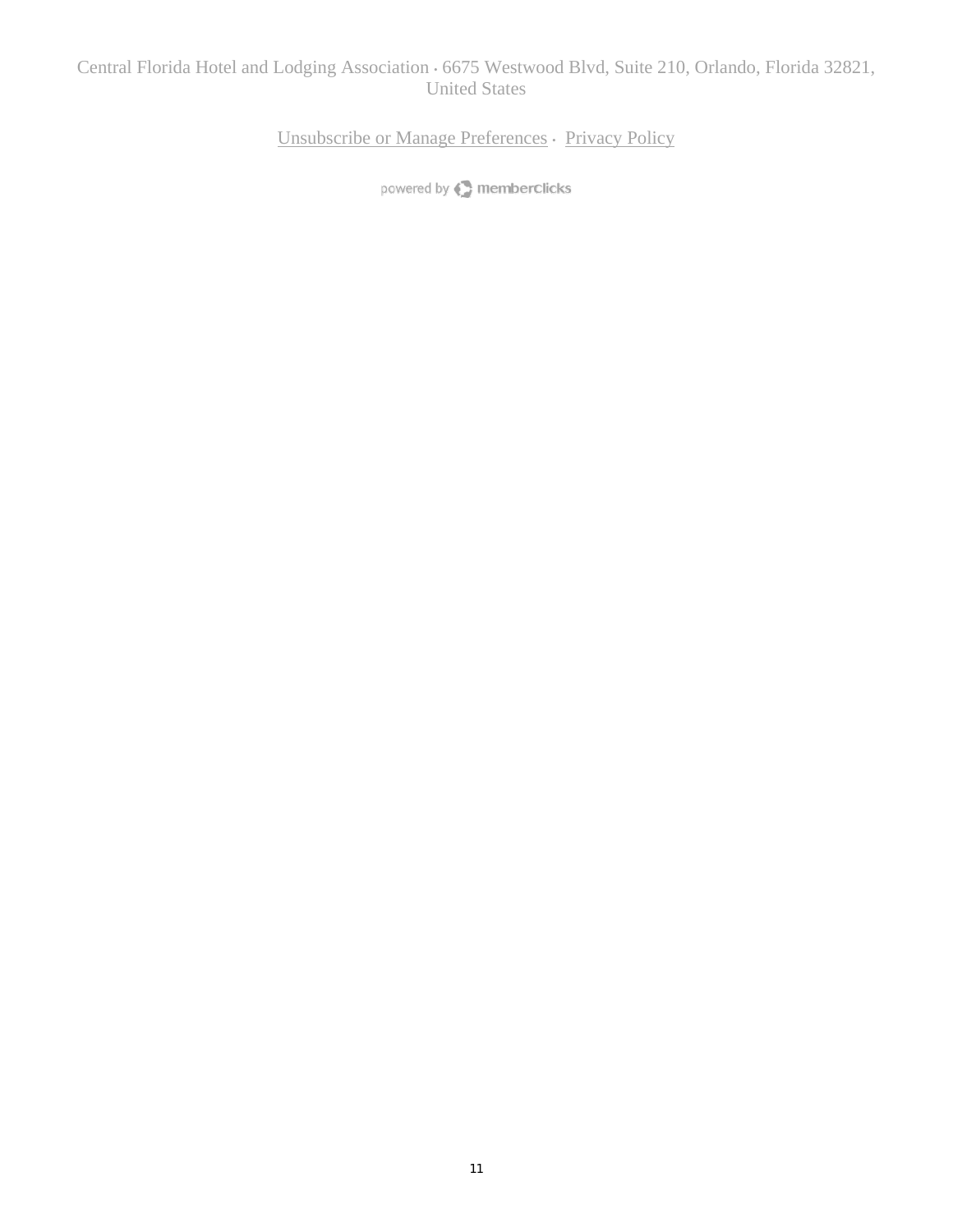Central Florida Hotel and Lodging Association · 6675 Westwood Blvd, Suite 210, Orlando, Florida 32821, United States

Unsubscribe or Manage Preferences · Privacy Policy

powered by memberclicks